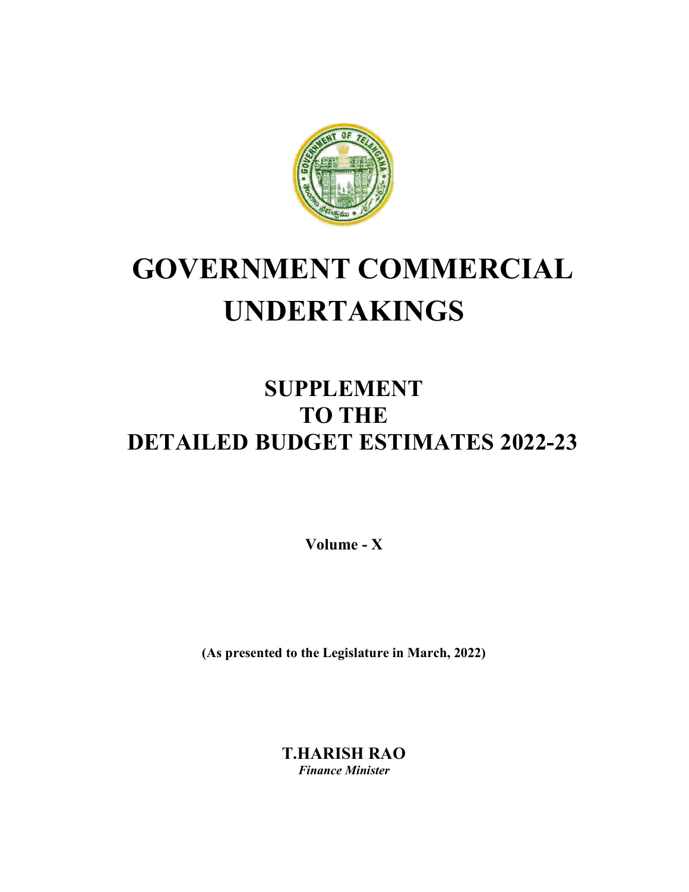# GOVERNMENT COMMERCIAL UNDERTAKINGS

## SUPPLEMENT TO THE DETAILED BUDGET ESTIMATES 2022-23

**Volume - X**

**(As presented to the Legislature in March, 2022)**

**T.HARISH RAO**
*Finance Minister*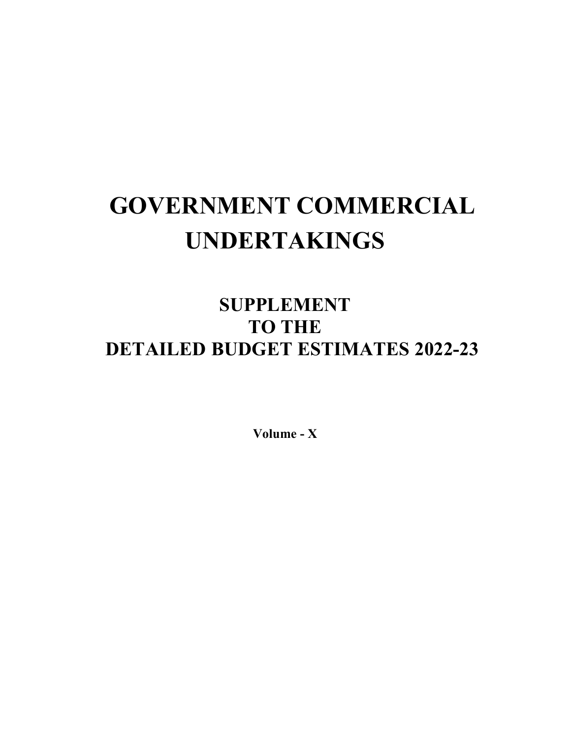# GOVERNMENT COMMERCIAL UNDERTAKINGS

## SUPPLEMENT TO THE DETAILED BUDGET ESTIMATES 2022-23

**Volume - X**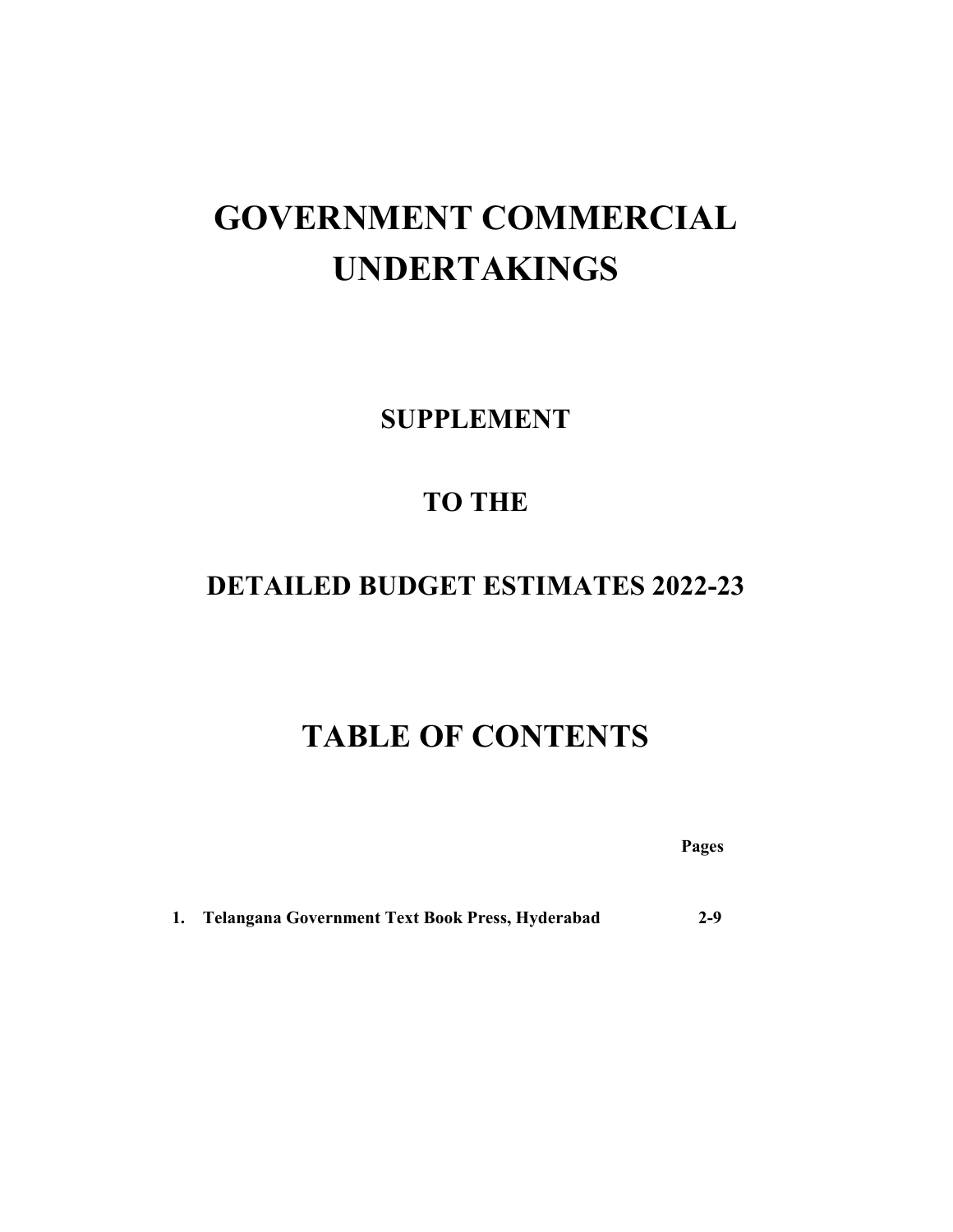# GOVERNMENT COMMERCIAL UNDERTAKINGS

## SUPPLEMENT

## TO THE

## DETAILED BUDGET ESTIMATES 2022-23

# TABLE OF CONTENTS

| | **Pages** |
|---|---|
| **1. Telangana Government Text Book Press, Hyderabad** | **2-9** |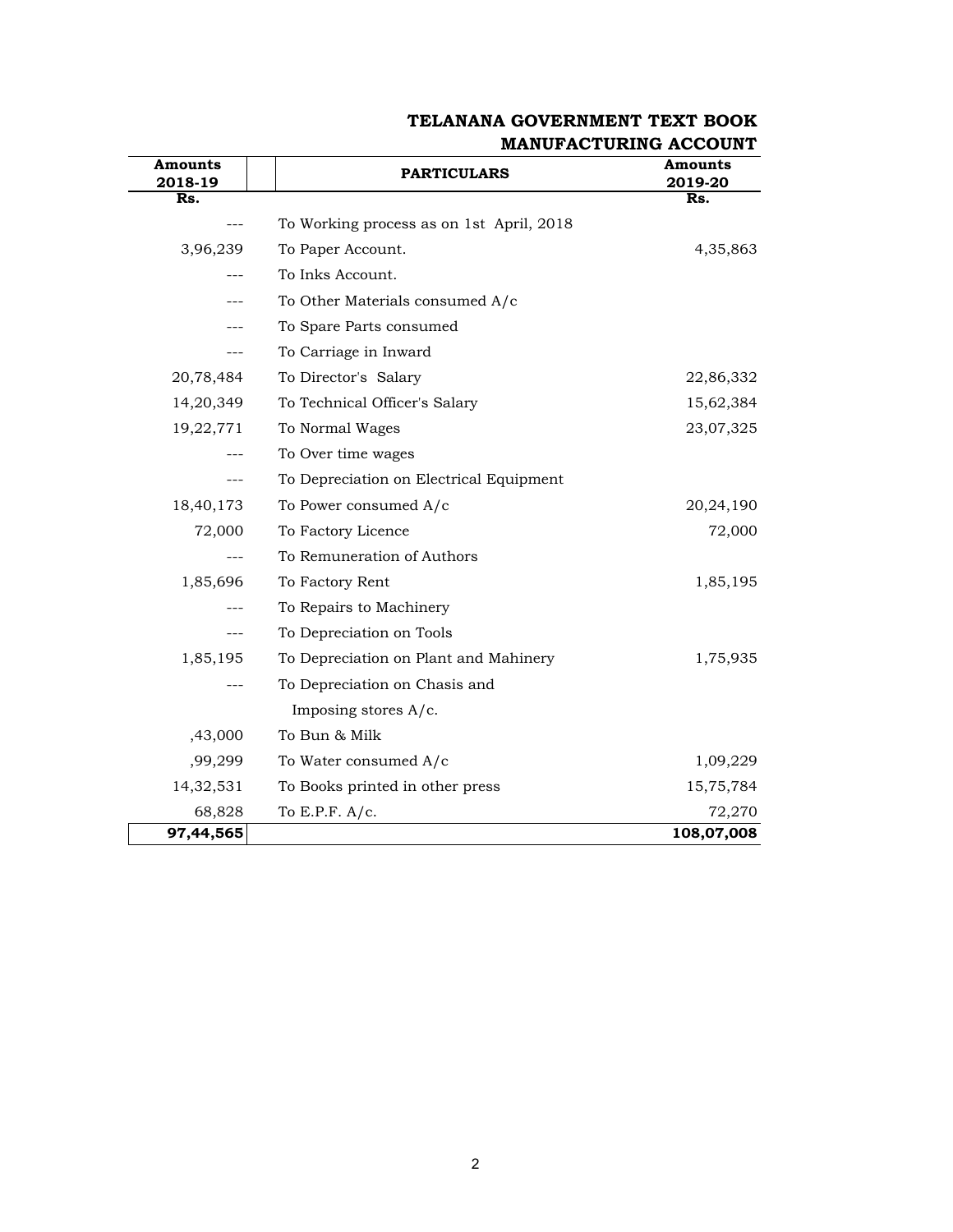**TELANANA GOVERNMENT TEXT BOOK**
**MANUFACTURING ACCOUNT**

| Amounts 2018-19 Rs. | PARTICULARS | Amounts 2019-20 Rs. |
|---|---|---|
| --- | To Working process as on 1st April, 2018 | |
| 3,96,239 | To Paper Account. | 4,35,863 |
| --- | To Inks Account. | |
| --- | To Other Materials consumed A/c | |
| --- | To Spare Parts consumed | |
| --- | To Carriage in Inward | |
| 20,78,484 | To Director's Salary | 22,86,332 |
| 14,20,349 | To Technical Officer's Salary | 15,62,384 |
| 19,22,771 | To Normal Wages | 23,07,325 |
| --- | To Over time wages | |
| --- | To Depreciation on Electrical Equipment | |
| 18,40,173 | To Power consumed A/c | 20,24,190 |
| 72,000 | To Factory Licence | 72,000 |
| --- | To Remuneration of Authors | |
| 1,85,696 | To Factory Rent | 1,85,195 |
| --- | To Repairs to Machinery | |
| --- | To Depreciation on Tools | |
| 1,85,195 | To Depreciation on Plant and Mahinery | 1,75,935 |
| --- | To Depreciation on Chasis and Imposing stores A/c. | |
| ,43,000 | To Bun & Milk | |
| ,99,299 | To Water consumed A/c | 1,09,229 |
| 14,32,531 | To Books printed in other press | 15,75,784 |
| 68,828 | To E.P.F. A/c. | 72,270 |
| **97,44,565** | | **108,07,008** |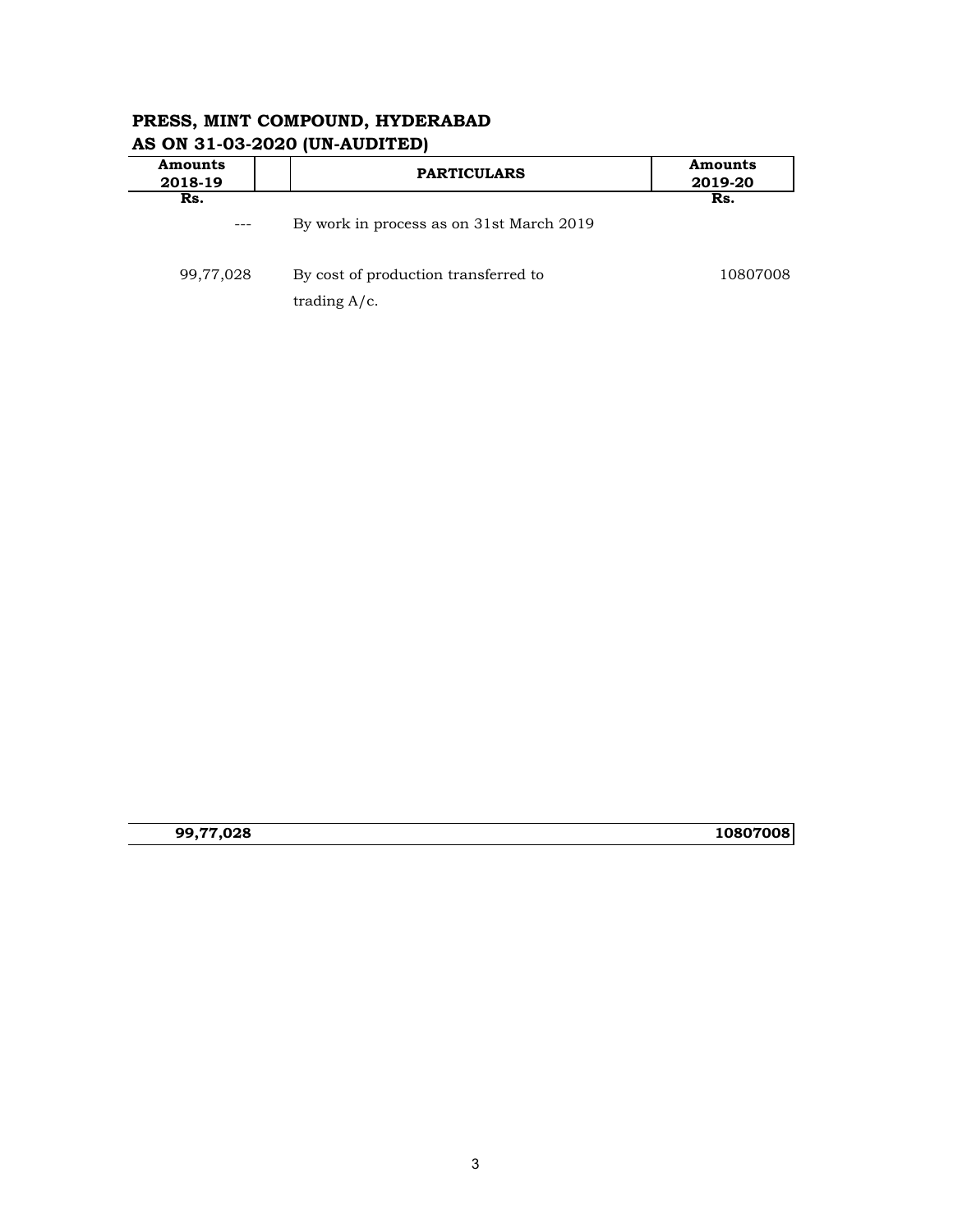**PRESS, MINT COMPOUND, HYDERABAD**
**AS ON 31-03-2020 (UN-AUDITED)**

| Amounts 2018-19 Rs. | | PARTICULARS | Amounts 2019-20 Rs. |
|---|---|---|---|
| --- | | By work in process as on 31st March 2019 | |
| 99,77,028 | | By cost of production transferred to trading A/c. | 10807008 |
| **99,77,028** | | | **10807008** |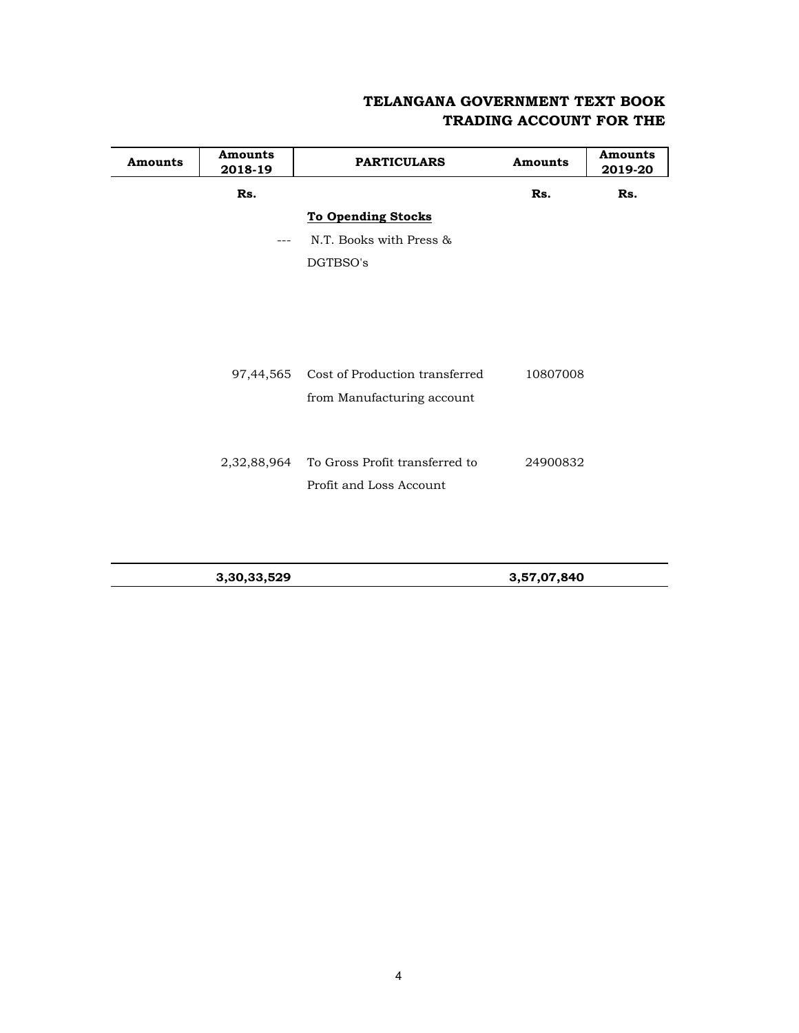## TELANGANA GOVERNMENT TEXT BOOK
## TRADING ACCOUNT FOR THE

| Amounts | Amounts 2018-19 | PARTICULARS | Amounts | Amounts 2019-20 |
|---|---|---|---|---|
| | Rs. | | Rs. | Rs. |
| | | **To Opending Stocks** | | |
| | --- | N.T. Books with Press & DGTBSO's | | |
| | 97,44,565 | Cost of Production transferred from Manufacturing account | 10807008 | |
| | 2,32,88,964 | To Gross Profit transferred to Profit and Loss Account | 24900832 | |
| | **3,30,33,529** | | **3,57,07,840** | |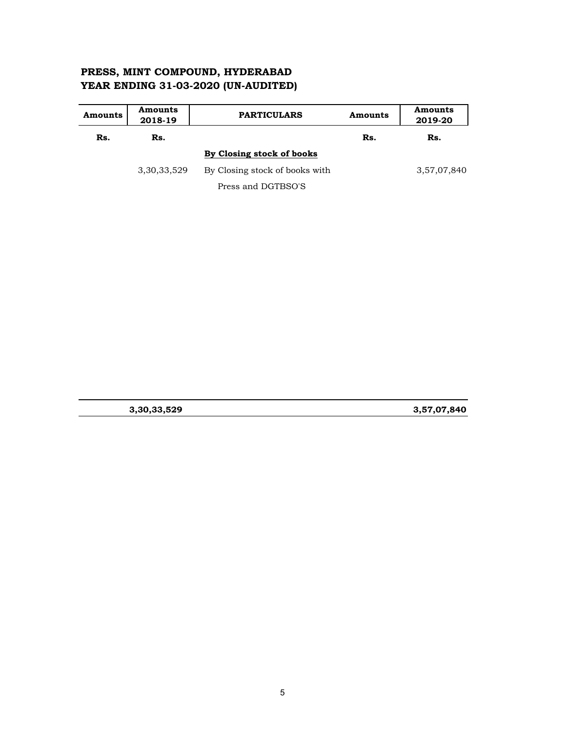**PRESS, MINT COMPOUND, HYDERABAD**
**YEAR ENDING 31-03-2020 (UN-AUDITED)**

| Amounts | Amounts 2018-19 | PARTICULARS | Amounts | Amounts 2019-20 |
|---|---|---|---|---|
| Rs. | Rs. | | Rs. | Rs. |
| | | **By Closing stock of books** | | |
| | 3,30,33,529 | By Closing stock of books with Press and DGTBSO'S | | 3,57,07,840 |
| | **3,30,33,529** | | | **3,57,07,840** |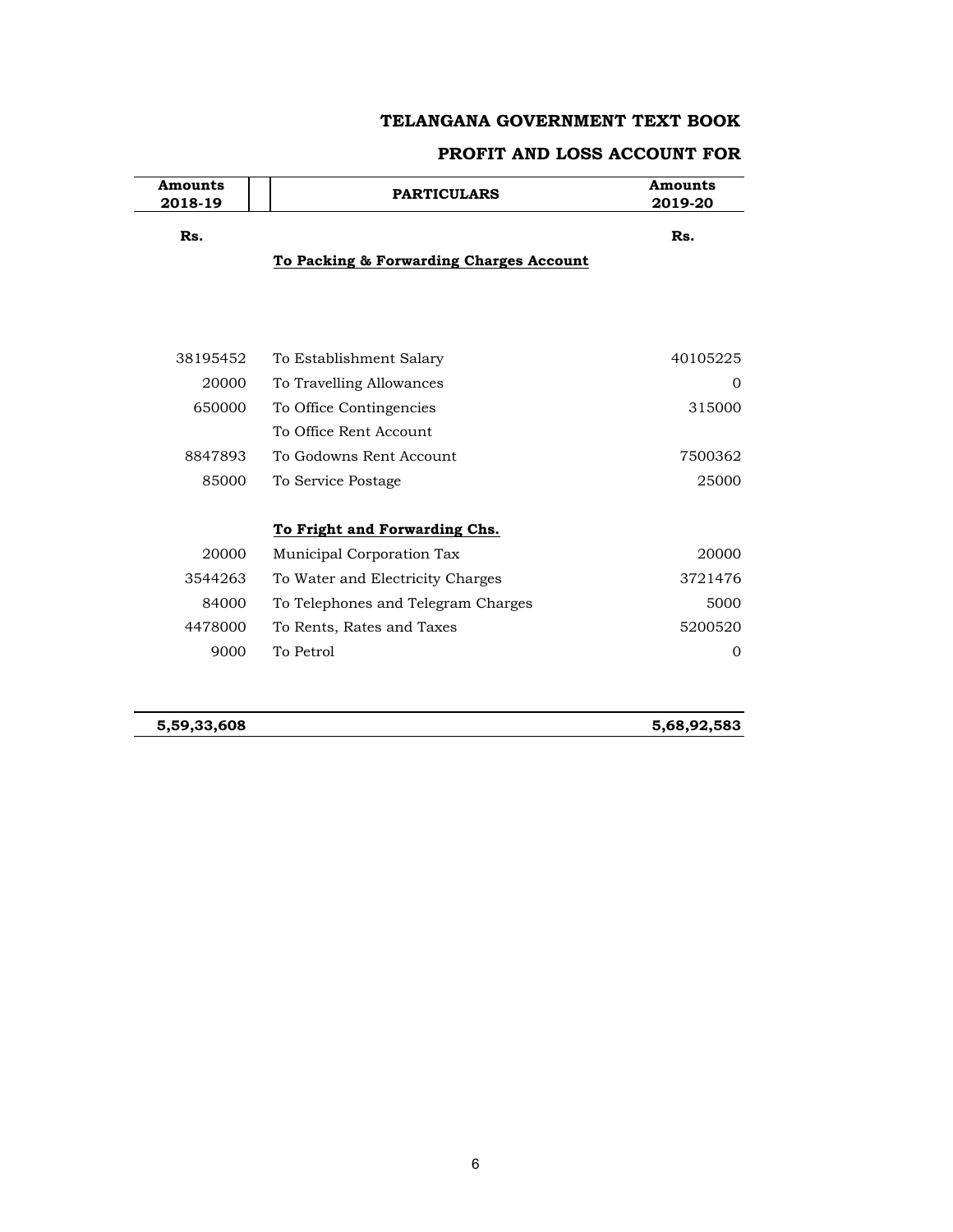## TELANGANA GOVERNMENT TEXT BOOK

## PROFIT AND LOSS ACCOUNT FOR

| Amounts 2018-19 | PARTICULARS | Amounts 2019-20 |
|---|---|---|
| Rs. | | Rs. |
| | **To Packing & Forwarding Charges Account** | |
| 38195452 | To Establishment Salary | 40105225 |
| 20000 | To Travelling Allowances | 0 |
| 650000 | To Office Contingencies | 315000 |
| | To Office Rent Account | |
| 8847893 | To Godowns Rent Account | 7500362 |
| 85000 | To Service Postage | 25000 |
| | **To Fright and Forwarding Chs.** | |
| 20000 | Municipal Corporation Tax | 20000 |
| 3544263 | To Water and Electricity Charges | 3721476 |
| 84000 | To Telephones and Telegram Charges | 5000 |
| 4478000 | To Rents, Rates and Taxes | 5200520 |
| 9000 | To Petrol | 0 |
| **5,59,33,608** | | **5,68,92,583** |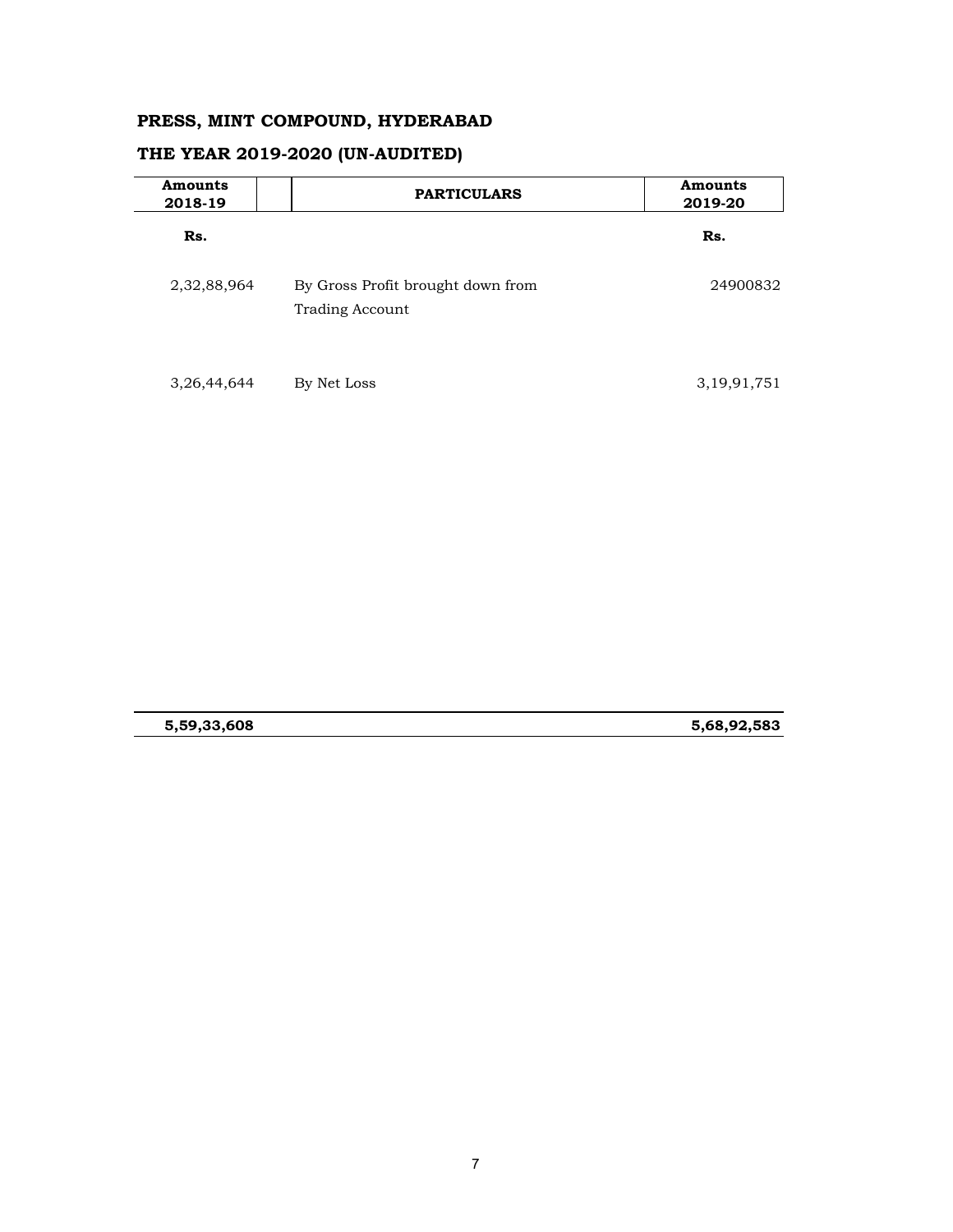**PRESS, MINT COMPOUND, HYDERABAD**

**THE YEAR 2019-2020 (UN-AUDITED)**

| Amounts 2018-19 | PARTICULARS | Amounts 2019-20 |
|---|---|---|
| Rs. | | Rs. |
| 2,32,88,964 | By Gross Profit brought down from Trading Account | 24900832 |
| 3,26,44,644 | By Net Loss | 3,19,91,751 |
| **5,59,33,608** | | **5,68,92,583** |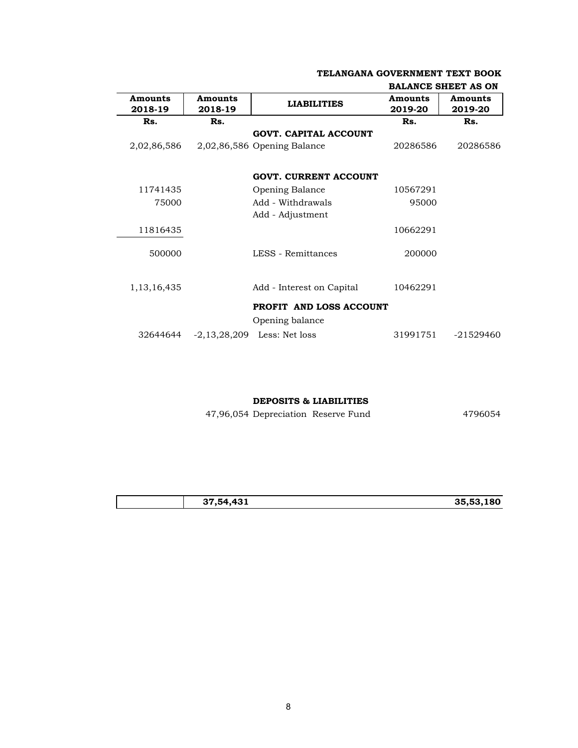**TELANGANA GOVERNMENT TEXT BOOK**

**BALANCE SHEET AS ON**

| Amounts 2018-19 | Amounts 2018-19 | LIABILITIES | Amounts 2019-20 | Amounts 2019-20 |
|---|---|---|---|---|
| Rs. | Rs. | | Rs. | Rs. |
| | | **GOVT. CAPITAL ACCOUNT** | | |
| 2,02,86,586 | 2,02,86,586 | Opening Balance | 20286586 | 20286586 |
| | | **GOVT. CURRENT ACCOUNT** | | |
| 11741435 | | Opening Balance | 10567291 | |
| 75000 | | Add - Withdrawals | 95000 | |
| | | Add - Adjustment | | |
| 11816435 | | | 10662291 | |
| 500000 | | LESS - Remittances | 200000 | |
| 1,13,16,435 | | Add - Interest on Capital | 10462291 | |
| | | **PROFIT AND LOSS ACCOUNT** | | |
| | | Opening balance | | |
| 32644644 | -2,13,28,209 | Less: Net loss | 31991751 | -21529460 |
| | | **DEPOSITS & LIABILITIES** | | |
| | 47,96,054 | Depreciation Reserve Fund | | 4796054 |
| | **37,54,431** | | | **35,53,180** |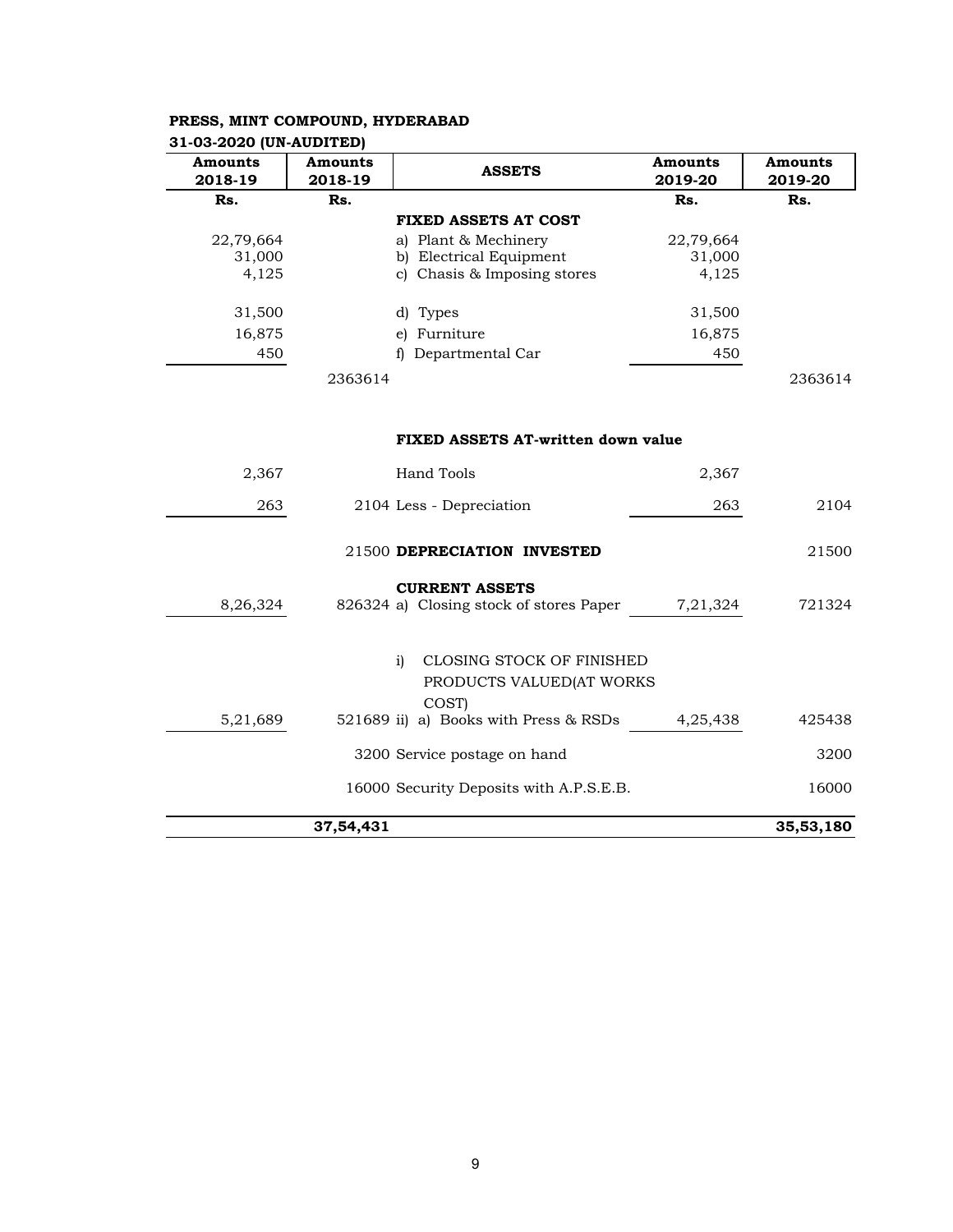**PRESS, MINT COMPOUND, HYDERABAD**

**31-03-2020 (UN-AUDITED)**

| Amounts 2018-19 | Amounts 2018-19 | ASSETS | Amounts 2019-20 | Amounts 2019-20 |
|---|---|---|---|---|
| Rs. | Rs. | | Rs. | Rs. |
| | | **FIXED ASSETS AT COST** | | |
| 22,79,664 | | a) Plant & Mechinery | 22,79,664 | |
| 31,000 | | b) Electrical Equipment | 31,000 | |
| 4,125 | | c) Chasis & Imposing stores | 4,125 | |
| 31,500 | | d) Types | 31,500 | |
| 16,875 | | e) Furniture | 16,875 | |
| 450 | | f) Departmental Car | 450 | |
| | 2363614 | | | 2363614 |
| | | **FIXED ASSETS AT-written down value** | | |
| 2,367 | | Hand Tools | 2,367 | |
| 263 | 2104 | Less - Depreciation | 263 | 2104 |
| | 21500 | **DEPRECIATION INVESTED** | | 21500 |
| | | **CURRENT ASSETS** | | |
| 8,26,324 | 826324 | a) Closing stock of stores Paper | 7,21,324 | 721324 |
| | | i) CLOSING STOCK OF FINISHED PRODUCTS VALUED(AT WORKS COST) | | |
| 5,21,689 | 521689 | ii) a) Books with Press & RSDs | 4,25,438 | 425438 |
| | 3200 | Service postage on hand | | 3200 |
| | 16000 | Security Deposits with A.P.S.E.B. | | 16000 |
| | **37,54,431** | | | **35,53,180** |